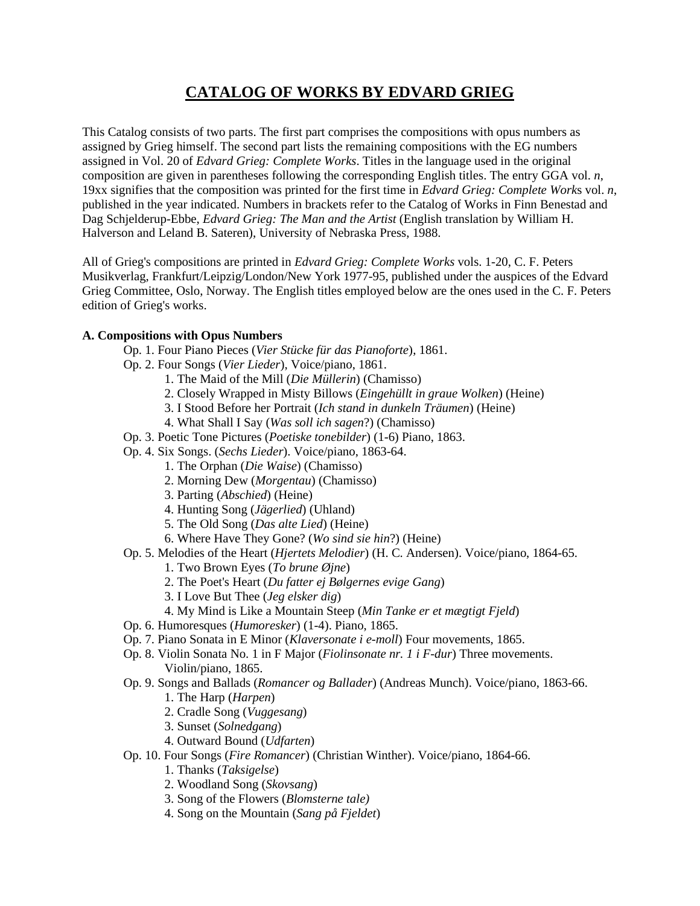# CATALOG OF WORKS BY EDVARD GRIEG

This Catalog consists of two parts. The first part comprises the compositions with opus numbers as assigned by Grieg himself. The second part lists the remaining compositions with the EG numbers assigned in Vol. 20 of *Edvard Grieg: Complete Works*. Titles in the language used in the original composition are given in parentheses following the corresponding English titles. The entry GGA vol. *n*, 19xx signifies that the composition was printed for the first time in *Edvard Grieg: Complete Work*s vol. *n*, published in the year indicated. Numbers in brackets refer to the Catalog of Works in Finn Benestad and Dag Schjelderup-Ebbe, *Edvard Grieg: The Man and the Artist* (English translation by William H. Halverson and Leland B. Sateren), University of Nebraska Press, 1988.

All of Grieg's compositions are printed in *Edvard Grieg: Complete Works* vols. 1-20, C. F. Peters Musikverlag, Frankfurt/Leipzig/London/New York 1977-95, published under the auspices of the Edvard Grieg Committee, Oslo, Norway. The English titles employed below are the ones used in the C. F. Peters edition of Grieg's works.

**A. Compositions with Opus Numbers**

- Op. 1. Four Piano Pieces (*Vier Stücke für das Pianoforte*), 1861.
- Op. 2. Four Songs (*Vier Lieder*), Voice/piano, 1861.
  1. The Maid of the Mill (*Die Müllerin*) (Chamisso)
  2. Closely Wrapped in Misty Billows (*Eingehüllt in graue Wolken*) (Heine)
  3. I Stood Before her Portrait (*Ich stand in dunkeln Träumen*) (Heine)
  4. What Shall I Say (*Was soll ich sagen*?) (Chamisso)
- Op. 3. Poetic Tone Pictures (*Poetiske tonebilder*) (1-6) Piano, 1863.
- Op. 4. Six Songs. (*Sechs Lieder*). Voice/piano, 1863-64.
  1. The Orphan (*Die Waise*) (Chamisso)
  2. Morning Dew (*Morgentau*) (Chamisso)
  3. Parting (*Abschied*) (Heine)
  4. Hunting Song (*Jägerlied*) (Uhland)
  5. The Old Song (*Das alte Lied*) (Heine)
  6. Where Have They Gone? (*Wo sind sie hin*?) (Heine)
- Op. 5. Melodies of the Heart (*Hjertets Melodier*) (H. C. Andersen). Voice/piano, 1864-65.
  1. Two Brown Eyes (*To brune Øjne*)
  2. The Poet's Heart (*Du fatter ej Bølgernes evige Gang*)
  3. I Love But Thee (*Jeg elsker dig*)
  4. My Mind is Like a Mountain Steep (*Min Tanke er et mægtigt Fjeld*)
- Op. 6. Humoresques (*Humoresker*) (1-4). Piano, 1865.
- Op. 7. Piano Sonata in E Minor (*Klaversonate i e-moll*) Four movements, 1865.
- Op. 8. Violin Sonata No. 1 in F Major (*Fiolinsonate nr. 1 i F-dur*) Three movements. Violin/piano, 1865.
- Op. 9. Songs and Ballads (*Romancer og Ballader*) (Andreas Munch). Voice/piano, 1863-66.
  1. The Harp (*Harpen*)
  2. Cradle Song (*Vuggesang*)
  3. Sunset (*Solnedgang*)
  4. Outward Bound (*Udfarten*)
- Op. 10. Four Songs (*Fire Romancer*) (Christian Winther). Voice/piano, 1864-66.
  1. Thanks (*Taksigelse*)
  2. Woodland Song (*Skovsang*)
  3. Song of the Flowers (*Blomsterne tale)*
  4. Song on the Mountain (*Sang på Fjeldet*)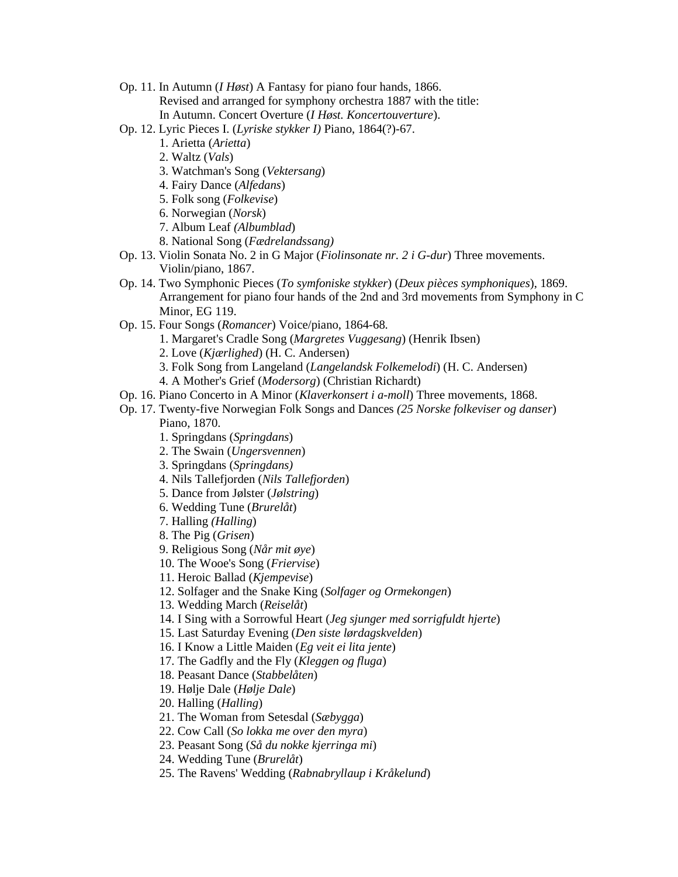- Op. 11. In Autumn (*I Høst*) A Fantasy for piano four hands, 1866.
  Revised and arranged for symphony orchestra 1887 with the title:
  In Autumn. Concert Overture (*I Høst. Koncertouverture*).
- Op. 12. Lyric Pieces I. (*Lyriske stykker I)* Piano, 1864(?)-67.
  1. Arietta (*Arietta*)
  2. Waltz (*Vals*)
  3. Watchman's Song (*Vektersang*)
  4. Fairy Dance (*Alfedans*)
  5. Folk song (*Folkevise*)
  6. Norwegian (*Norsk*)
  7. Album Leaf *(Albumblad*)
  8. National Song (*Fædrelandssang)*
- Op. 13. Violin Sonata No. 2 in G Major (*Fiolinsonate nr. 2 i G-dur*) Three movements.
  Violin/piano, 1867.
- Op. 14. Two Symphonic Pieces (*To symfoniske stykker*) (*Deux pièces symphoniques*), 1869.
  Arrangement for piano four hands of the 2nd and 3rd movements from Symphony in C Minor, EG 119.
- Op. 15. Four Songs (*Romancer*) Voice/piano, 1864-68.
  1. Margaret's Cradle Song (*Margretes Vuggesang*) (Henrik Ibsen)
  2. Love (*Kjærlighed*) (H. C. Andersen)
  3. Folk Song from Langeland (*Langelandsk Folkemelodi*) (H. C. Andersen)
  4. A Mother's Grief (*Modersorg*) (Christian Richardt)
- Op. 16. Piano Concerto in A Minor (*Klaverkonsert i a-moll*) Three movements, 1868.
- Op. 17. Twenty-five Norwegian Folk Songs and Dances *(25 Norske folkeviser og danser*)
  Piano, 1870.
  1. Springdans (*Springdans*)
  2. The Swain (*Ungersvennen*)
  3. Springdans (*Springdans)*
  4. Nils Tallefjorden (*Nils Tallefjorden*)
  5. Dance from Jølster (*Jølstring*)
  6. Wedding Tune (*Brurelåt*)
  7. Halling *(Halling*)
  8. The Pig (*Grisen*)
  9. Religious Song (*Når mit øye*)
  10. The Wooe's Song (*Friervise*)
  11. Heroic Ballad (*Kjempevise*)
  12. Solfager and the Snake King (*Solfager og Ormekongen*)
  13. Wedding March (*Reiselåt*)
  14. I Sing with a Sorrowful Heart (*Jeg sjunger med sorrigfuldt hjerte*)
  15. Last Saturday Evening (*Den siste lørdagskvelden*)
  16. I Know a Little Maiden (*Eg veit ei lita jente*)
  17. The Gadfly and the Fly (*Kleggen og fluga*)
  18. Peasant Dance (*Stabbelåten*)
  19. Hølje Dale (*Hølje Dale*)
  20. Halling (*Halling*)
  21. The Woman from Setesdal (*Sæbygga*)
  22. Cow Call (*So lokka me over den myra*)
  23. Peasant Song (*Så du nokke kjerringa mi*)
  24. Wedding Tune (*Brurelåt*)
  25. The Ravens' Wedding (*Rabnabryllaup i Kråkelund*)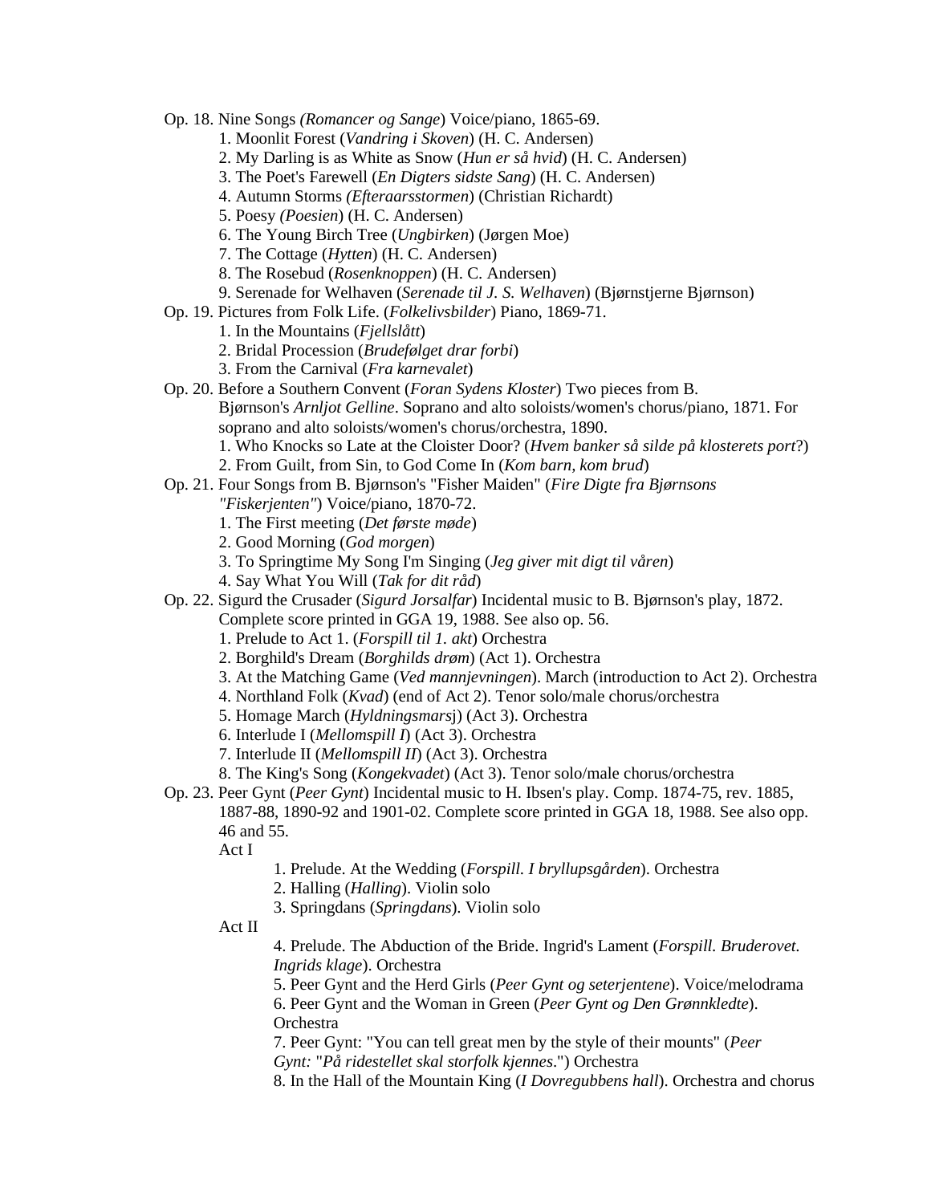Op. 18. Nine Songs *(Romancer og Sange*) Voice/piano, 1865-69.

  1. Moonlit Forest (*Vandring i Skoven*) (H. C. Andersen)
  2. My Darling is as White as Snow (*Hun er så hvid*) (H. C. Andersen)
  3. The Poet's Farewell (*En Digters sidste Sang*) (H. C. Andersen)
  4. Autumn Storms *(Efteraarsstormen*) (Christian Richardt)
  5. Poesy *(Poesien*) (H. C. Andersen)
  6. The Young Birch Tree (*Ungbirken*) (Jørgen Moe)
  7. The Cottage (*Hytten*) (H. C. Andersen)
  8. The Rosebud (*Rosenknoppen*) (H. C. Andersen)
  9. Serenade for Welhaven (*Serenade til J. S. Welhaven*) (Bjørnstjerne Bjørnson)

Op. 19. Pictures from Folk Life. (*Folkelivsbilder*) Piano, 1869-71.

  1. In the Mountains (*Fjellslått*)
  2. Bridal Procession (*Brudefølget drar forbi*)
  3. From the Carnival (*Fra karnevalet*)

Op. 20. Before a Southern Convent (*Foran Sydens Kloster*) Two pieces from B. Bjørnson's *Arnljot Gelline*. Soprano and alto soloists/women's chorus/piano, 1871. For soprano and alto soloists/women's chorus/orchestra, 1890.

  1. Who Knocks so Late at the Cloister Door? (*Hvem banker så silde på klosterets port*?)
  2. From Guilt, from Sin, to God Come In (*Kom barn, kom brud*)

Op. 21. Four Songs from B. Bjørnson's "Fisher Maiden" (*Fire Digte fra Bjørnsons "Fiskerjenten"*) Voice/piano, 1870-72.

  1. The First meeting (*Det første møde*)
  2. Good Morning (*God morgen*)
  3. To Springtime My Song I'm Singing (*Jeg giver mit digt til våren*)
  4. Say What You Will (*Tak for dit råd*)

Op. 22. Sigurd the Crusader (*Sigurd Jorsalfar*) Incidental music to B. Bjørnson's play, 1872. Complete score printed in GGA 19, 1988. See also op. 56.

  1. Prelude to Act 1. (*Forspill til 1. akt*) Orchestra
  2. Borghild's Dream (*Borghilds drøm*) (Act 1). Orchestra
  3. At the Matching Game (*Ved mannjevningen*). March (introduction to Act 2). Orchestra
  4. Northland Folk (*Kvad*) (end of Act 2). Tenor solo/male chorus/orchestra
  5. Homage March (*Hyldningsmars*j) (Act 3). Orchestra
  6. Interlude I (*Mellomspill I*) (Act 3). Orchestra
  7. Interlude II (*Mellomspill II*) (Act 3). Orchestra
  8. The King's Song (*Kongekvadet*) (Act 3). Tenor solo/male chorus/orchestra

Op. 23. Peer Gynt (*Peer Gynt*) Incidental music to H. Ibsen's play. Comp. 1874-75, rev. 1885, 1887-88, 1890-92 and 1901-02. Complete score printed in GGA 18, 1988. See also opp. 46 and 55.

  Act I

    1. Prelude. At the Wedding (*Forspill. I bryllupsgården*). Orchestra
    2. Halling (*Halling*). Violin solo
    3. Springdans (*Springdans*). Violin solo

  Act II

    4. Prelude. The Abduction of the Bride. Ingrid's Lament (*Forspill. Bruderovet. Ingrids klage*). Orchestra
    5. Peer Gynt and the Herd Girls (*Peer Gynt og seterjentene*). Voice/melodrama
    6. Peer Gynt and the Woman in Green (*Peer Gynt og Den Grønnkledte*). Orchestra
    7. Peer Gynt: "You can tell great men by the style of their mounts" (*Peer Gynt:* "*På ridestellet skal storfolk kjennes*.") Orchestra
    8. In the Hall of the Mountain King (*I Dovregubbens hall*). Orchestra and chorus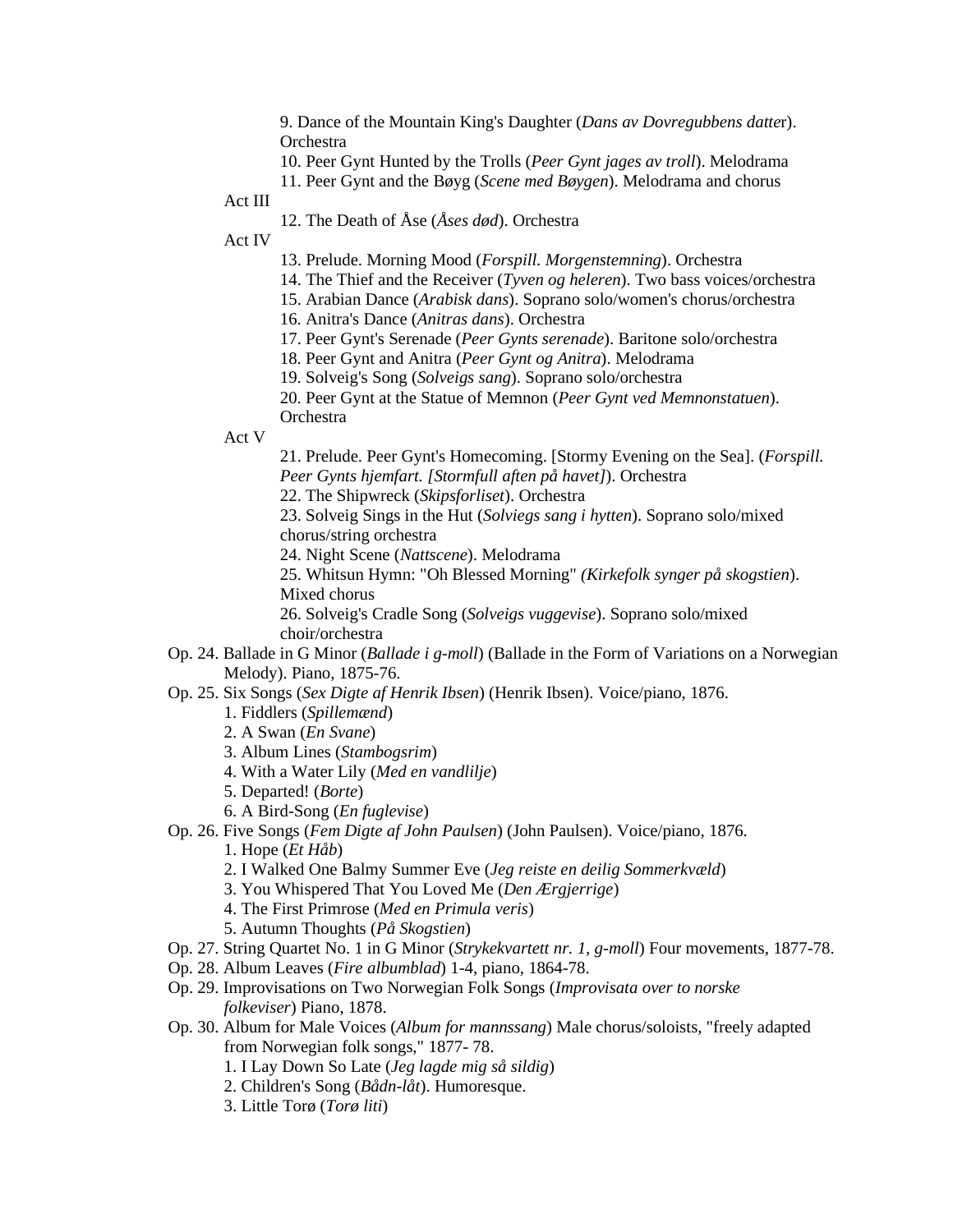9. Dance of the Mountain King's Daughter (*Dans av Dovregubbens datter*). Orchestra
10. Peer Gynt Hunted by the Trolls (*Peer Gynt jages av troll*). Melodrama
11. Peer Gynt and the Bøyg (*Scene med Bøygen*). Melodrama and chorus

Act III

12. The Death of Åse (*Åses død*). Orchestra

Act IV

13. Prelude. Morning Mood (*Forspill. Morgenstemning*). Orchestra
14. The Thief and the Receiver (*Tyven og heleren*). Two bass voices/orchestra
15. Arabian Dance (*Arabisk dans*). Soprano solo/women's chorus/orchestra
16. Anitra's Dance (*Anitras dans*). Orchestra
17. Peer Gynt's Serenade (*Peer Gynts serenade*). Baritone solo/orchestra
18. Peer Gynt and Anitra (*Peer Gynt og Anitra*). Melodrama
19. Solveig's Song (*Solveigs sang*). Soprano solo/orchestra
20. Peer Gynt at the Statue of Memnon (*Peer Gynt ved Memnonstatuen*). Orchestra

Act V

21. Prelude. Peer Gynt's Homecoming. [Stormy Evening on the Sea]. (*Forspill. Peer Gynts hjemfart. [Stormfull aften på havet]*). Orchestra
22. The Shipwreck (*Skipsforliset*). Orchestra
23. Solveig Sings in the Hut (*Solviegs sang i hytten*). Soprano solo/mixed chorus/string orchestra
24. Night Scene (*Nattscene*). Melodrama
25. Whitsun Hymn: "Oh Blessed Morning" *(Kirkefolk synger på skogstien*). Mixed chorus
26. Solveig's Cradle Song (*Solveigs vuggevise*). Soprano solo/mixed choir/orchestra

Op. 24. Ballade in G Minor (*Ballade i g-moll*) (Ballade in the Form of Variations on a Norwegian Melody). Piano, 1875-76.

Op. 25. Six Songs (*Sex Digte af Henrik Ibsen*) (Henrik Ibsen). Voice/piano, 1876.
1. Fiddlers (*Spillemænd*)
2. A Swan (*En Svane*)
3. Album Lines (*Stambogsrim*)
4. With a Water Lily (*Med en vandlilje*)
5. Departed! (*Borte*)
6. A Bird-Song (*En fuglevise*)

Op. 26. Five Songs (*Fem Digte af John Paulsen*) (John Paulsen). Voice/piano, 1876.
1. Hope (*Et Håb*)
2. I Walked One Balmy Summer Eve (*Jeg reiste en deilig Sommerkvæld*)
3. You Whispered That You Loved Me (*Den Ærgjerrige*)
4. The First Primrose (*Med en Primula veris*)
5. Autumn Thoughts (*På Skogstien*)

Op. 27. String Quartet No. 1 in G Minor (*Strykekvartett nr. 1, g-moll*) Four movements, 1877-78.

Op. 28. Album Leaves (*Fire albumblad*) 1-4, piano, 1864-78.

Op. 29. Improvisations on Two Norwegian Folk Songs (*Improvisata over to norske folkeviser*) Piano, 1878.

Op. 30. Album for Male Voices (*Album for mannssang*) Male chorus/soloists, "freely adapted from Norwegian folk songs," 1877- 78.
1. I Lay Down So Late (*Jeg lagde mig så sildig*)
2. Children's Song (*Bådn-låt*). Humoresque.
3. Little Torø (*Torø liti*)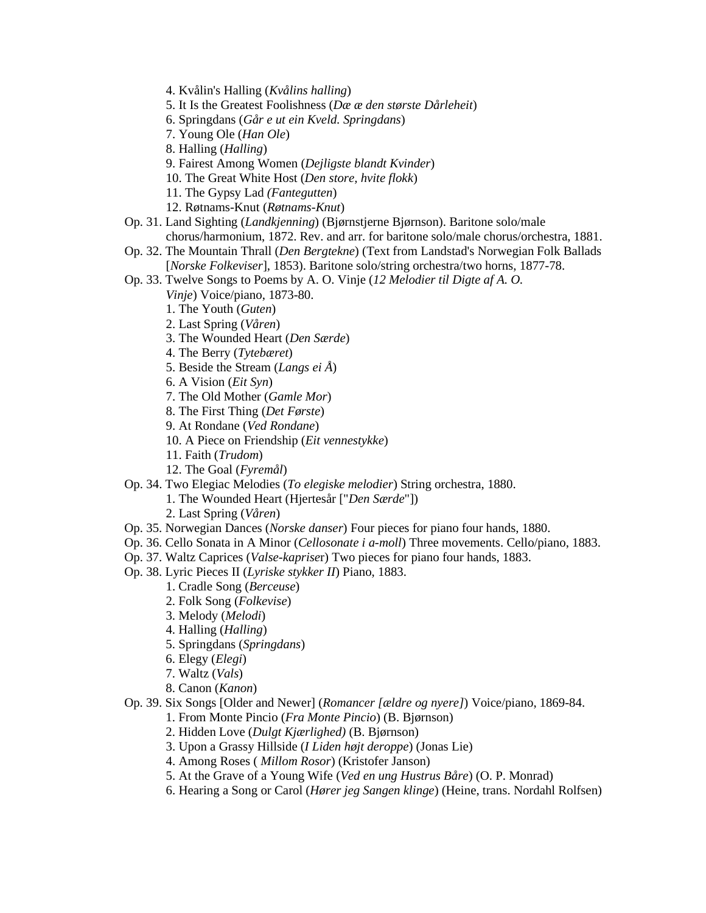4. Kvålin's Halling (*Kvålins halling*)
5. It Is the Greatest Foolishness (*Dæ æ den største Dårleheit*)
6. Springdans (*Går e ut ein Kveld. Springdans*)
7. Young Ole (*Han Ole*)
8. Halling (*Halling*)
9. Fairest Among Women (*Dejligste blandt Kvinder*)
10. The Great White Host (*Den store, hvite flokk*)
11. The Gypsy Lad *(Fantegutten*)
12. Røtnams-Knut (*Røtnams-Knut*)

Op. 31. Land Sighting (*Landkjenning*) (Bjørnstjerne Bjørnson). Baritone solo/male chorus/harmonium, 1872. Rev. and arr. for baritone solo/male chorus/orchestra, 1881.

Op. 32. The Mountain Thrall (*Den Bergtekne*) (Text from Landstad's Norwegian Folk Ballads [*Norske Folkeviser*], 1853). Baritone solo/string orchestra/two horns, 1877-78.

Op. 33. Twelve Songs to Poems by A. O. Vinje (*12 Melodier til Digte af A. O. Vinje*) Voice/piano, 1873-80.

1. The Youth (*Guten*)
2. Last Spring (*Våren*)
3. The Wounded Heart (*Den Særde*)
4. The Berry (*Tytebæret*)
5. Beside the Stream (*Langs ei Å*)
6. A Vision (*Eit Syn*)
7. The Old Mother (*Gamle Mor*)
8. The First Thing (*Det Første*)
9. At Rondane (*Ved Rondane*)
10. A Piece on Friendship (*Eit vennestykke*)
11. Faith (*Trudom*)
12. The Goal (*Fyremål*)

Op. 34. Two Elegiac Melodies (*To elegiske melodier*) String orchestra, 1880.

1. The Wounded Heart (Hjertesår ["*Den Særde*"])
2. Last Spring (*Våren*)

Op. 35. Norwegian Dances (*Norske danser*) Four pieces for piano four hands, 1880.

Op. 36. Cello Sonata in A Minor (*Cellosonate i a-moll*) Three movements. Cello/piano, 1883.

Op. 37. Waltz Caprices (*Valse-kaprise*r) Two pieces for piano four hands, 1883.

Op. 38. Lyric Pieces II (*Lyriske stykker II*) Piano, 1883.

1. Cradle Song (*Berceuse*)
2. Folk Song (*Folkevise*)
3. Melody (*Melodi*)
4. Halling (*Halling*)
5. Springdans (*Springdans*)
6. Elegy (*Elegi*)
7. Waltz (*Vals*)
8. Canon (*Kanon*)

Op. 39. Six Songs [Older and Newer] (*Romancer [ældre og nyere]*) Voice/piano, 1869-84.

1. From Monte Pincio (*Fra Monte Pincio*) (B. Bjørnson)
2. Hidden Love (*Dulgt Kjærlighed)* (B. Bjørnson)
3. Upon a Grassy Hillside (*I Liden højt deroppe*) (Jonas Lie)
4. Among Roses ( *Millom Rosor*) (Kristofer Janson)
5. At the Grave of a Young Wife (*Ved en ung Hustrus Båre*) (O. P. Monrad)
6. Hearing a Song or Carol (*Hører jeg Sangen klinge*) (Heine, trans. Nordahl Rolfsen)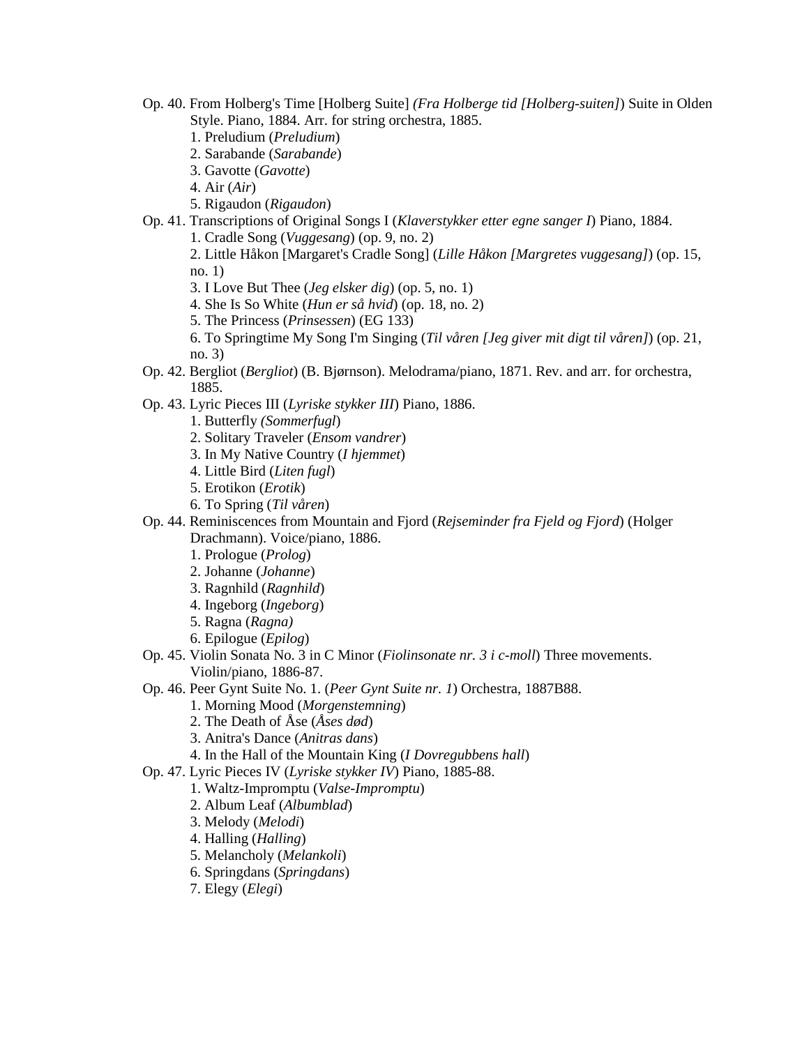Op. 40. From Holberg's Time [Holberg Suite] *(Fra Holberge tid [Holberg-suiten]*) Suite in Olden Style. Piano, 1884. Arr. for string orchestra, 1885.
   1. Preludium (*Preludium*)
   2. Sarabande (*Sarabande*)
   3. Gavotte (*Gavotte*)
   4. Air (*Air*)
   5. Rigaudon (*Rigaudon*)

Op. 41. Transcriptions of Original Songs I (*Klaverstykker etter egne sanger I*) Piano, 1884.
   1. Cradle Song (*Vuggesang*) (op. 9, no. 2)
   2. Little Håkon [Margaret's Cradle Song] (*Lille Håkon [Margretes vuggesang]*) (op. 15, no. 1)
   3. I Love But Thee (*Jeg elsker dig*) (op. 5, no. 1)
   4. She Is So White (*Hun er så hvid*) (op. 18, no. 2)
   5. The Princess (*Prinsessen*) (EG 133)
   6. To Springtime My Song I'm Singing (*Til våren [Jeg giver mit digt til våren]*) (op. 21, no. 3)

Op. 42. Bergliot (*Bergliot*) (B. Bjørnson). Melodrama/piano, 1871. Rev. and arr. for orchestra, 1885.

Op. 43. Lyric Pieces III (*Lyriske stykker III*) Piano, 1886.
   1. Butterfly *(Sommerfugl*)
   2. Solitary Traveler (*Ensom vandrer*)
   3. In My Native Country (*I hjemmet*)
   4. Little Bird (*Liten fugl*)
   5. Erotikon (*Erotik*)
   6. To Spring (*Til våren*)

Op. 44. Reminiscences from Mountain and Fjord (*Rejseminder fra Fjeld og Fjord*) (Holger Drachmann). Voice/piano, 1886.
   1. Prologue (*Prolog*)
   2. Johanne (*Johanne*)
   3. Ragnhild (*Ragnhild*)
   4. Ingeborg (*Ingeborg*)
   5. Ragna (*Ragna)*
   6. Epilogue (*Epilog*)

Op. 45. Violin Sonata No. 3 in C Minor (*Fiolinsonate nr. 3 i c-moll*) Three movements. Violin/piano, 1886-87.

Op. 46. Peer Gynt Suite No. 1. (*Peer Gynt Suite nr. 1*) Orchestra, 1887B88.
   1. Morning Mood (*Morgenstemning*)
   2. The Death of Åse (*Åses død*)
   3. Anitra's Dance (*Anitras dans*)
   4. In the Hall of the Mountain King (*I Dovregubbens hall*)

Op. 47. Lyric Pieces IV (*Lyriske stykker IV*) Piano, 1885-88.
   1. Waltz-Impromptu (*Valse-Impromptu*)
   2. Album Leaf (*Albumblad*)
   3. Melody (*Melodi*)
   4. Halling (*Halling*)
   5. Melancholy (*Melankoli*)
   6. Springdans (*Springdans*)
   7. Elegy (*Elegi*)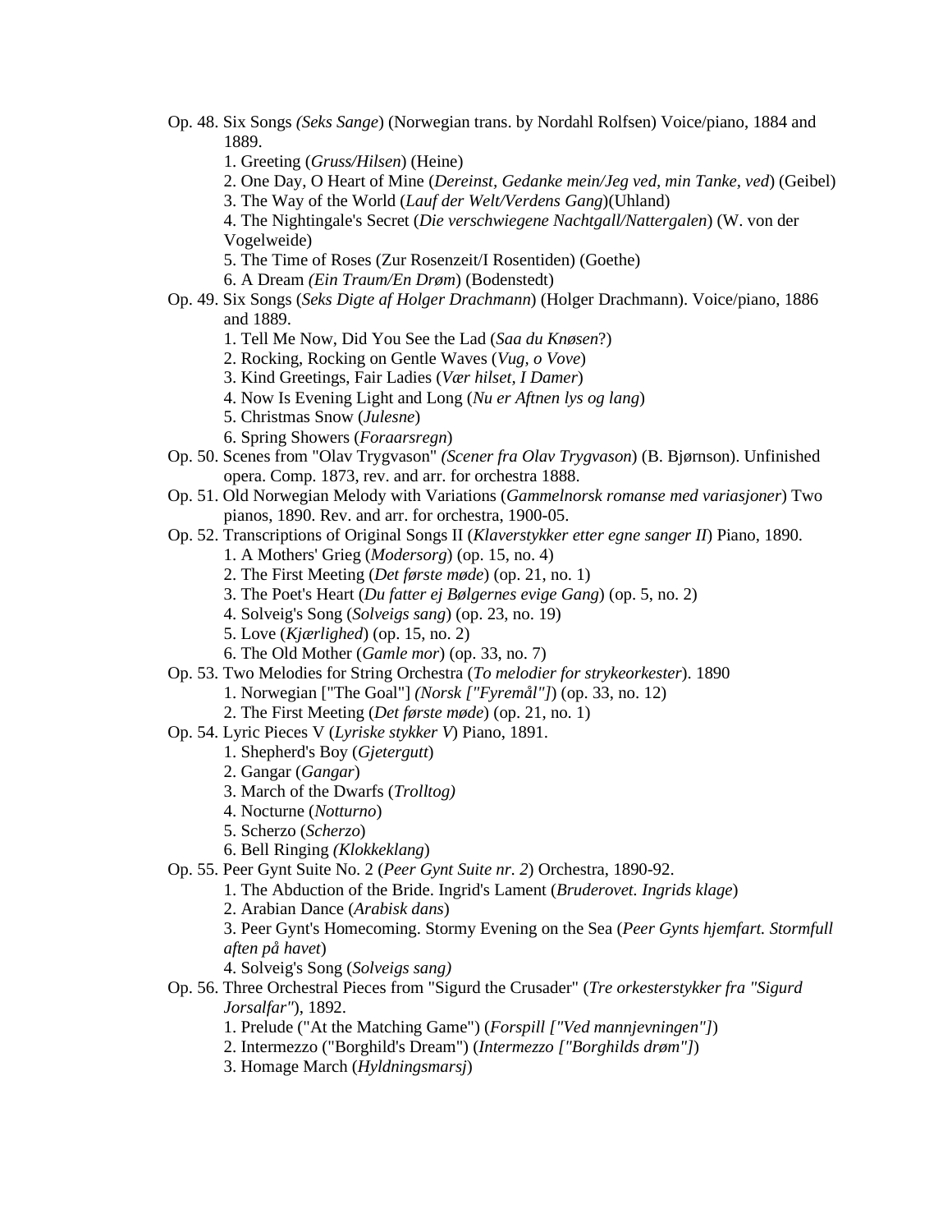- Op. 48. Six Songs *(Seks Sange*) (Norwegian trans. by Nordahl Rolfsen) Voice/piano, 1884 and 1889.
  1. Greeting (*Gruss/Hilsen*) (Heine)
  2. One Day, O Heart of Mine (*Dereinst, Gedanke mein/Jeg ved, min Tanke, ved*) (Geibel)
  3. The Way of the World (*Lauf der Welt/Verdens Gang*)(Uhland)
  4. The Nightingale's Secret (*Die verschwiegene Nachtgall/Nattergalen*) (W. von der Vogelweide)
  5. The Time of Roses (Zur Rosenzeit/I Rosentiden) (Goethe)
  6. A Dream *(Ein Traum/En Drøm*) (Bodenstedt)
- Op. 49. Six Songs (*Seks Digte af Holger Drachmann*) (Holger Drachmann). Voice/piano, 1886 and 1889.
  1. Tell Me Now, Did You See the Lad (*Saa du Knøsen*?)
  2. Rocking, Rocking on Gentle Waves (*Vug, o Vove*)
  3. Kind Greetings, Fair Ladies (*Vær hilset, I Damer*)
  4. Now Is Evening Light and Long (*Nu er Aftnen lys og lang*)
  5. Christmas Snow (*Julesne*)
  6. Spring Showers (*Foraarsregn*)
- Op. 50. Scenes from "Olav Trygvason" *(Scener fra Olav Trygvason*) (B. Bjørnson). Unfinished opera. Comp. 1873, rev. and arr. for orchestra 1888.
- Op. 51. Old Norwegian Melody with Variations (*Gammelnorsk romanse med variasjoner*) Two pianos, 1890. Rev. and arr. for orchestra, 1900-05.
- Op. 52. Transcriptions of Original Songs II (*Klaverstykker etter egne sanger II*) Piano, 1890.
  1. A Mothers' Grieg (*Modersorg*) (op. 15, no. 4)
  2. The First Meeting (*Det første møde*) (op. 21, no. 1)
  3. The Poet's Heart (*Du fatter ej Bølgernes evige Gang*) (op. 5, no. 2)
  4. Solveig's Song (*Solveigs sang*) (op. 23, no. 19)
  5. Love (*Kjærlighed*) (op. 15, no. 2)
  6. The Old Mother (*Gamle mor*) (op. 33, no. 7)
- Op. 53. Two Melodies for String Orchestra (*To melodier for strykeorkester*). 1890
  1. Norwegian ["The Goal"] *(Norsk ["Fyremål"]*) (op. 33, no. 12)
  2. The First Meeting (*Det første møde*) (op. 21, no. 1)
- Op. 54. Lyric Pieces V (*Lyriske stykker V*) Piano, 1891.
  1. Shepherd's Boy (*Gjetergutt*)
  2. Gangar (*Gangar*)
  3. March of the Dwarfs (*Trolltog)*
  4. Nocturne (*Notturno*)
  5. Scherzo (*Scherzo*)
  6. Bell Ringing *(Klokkeklang*)
- Op. 55. Peer Gynt Suite No. 2 (*Peer Gynt Suite nr. 2*) Orchestra, 1890-92.
  1. The Abduction of the Bride. Ingrid's Lament (*Bruderovet. Ingrids klage*)
  2. Arabian Dance (*Arabisk dans*)
  3. Peer Gynt's Homecoming. Stormy Evening on the Sea (*Peer Gynts hjemfart. Stormfull aften på havet*)
  4. Solveig's Song (*Solveigs sang)*
- Op. 56. Three Orchestral Pieces from "Sigurd the Crusader" (*Tre orkesterstykker fra "Sigurd Jorsalfar"*), 1892.
  1. Prelude ("At the Matching Game") (*Forspill ["Ved mannjevningen"]*)
  2. Intermezzo ("Borghild's Dream") (*Intermezzo ["Borghilds drøm"]*)
  3. Homage March (*Hyldningsmarsj*)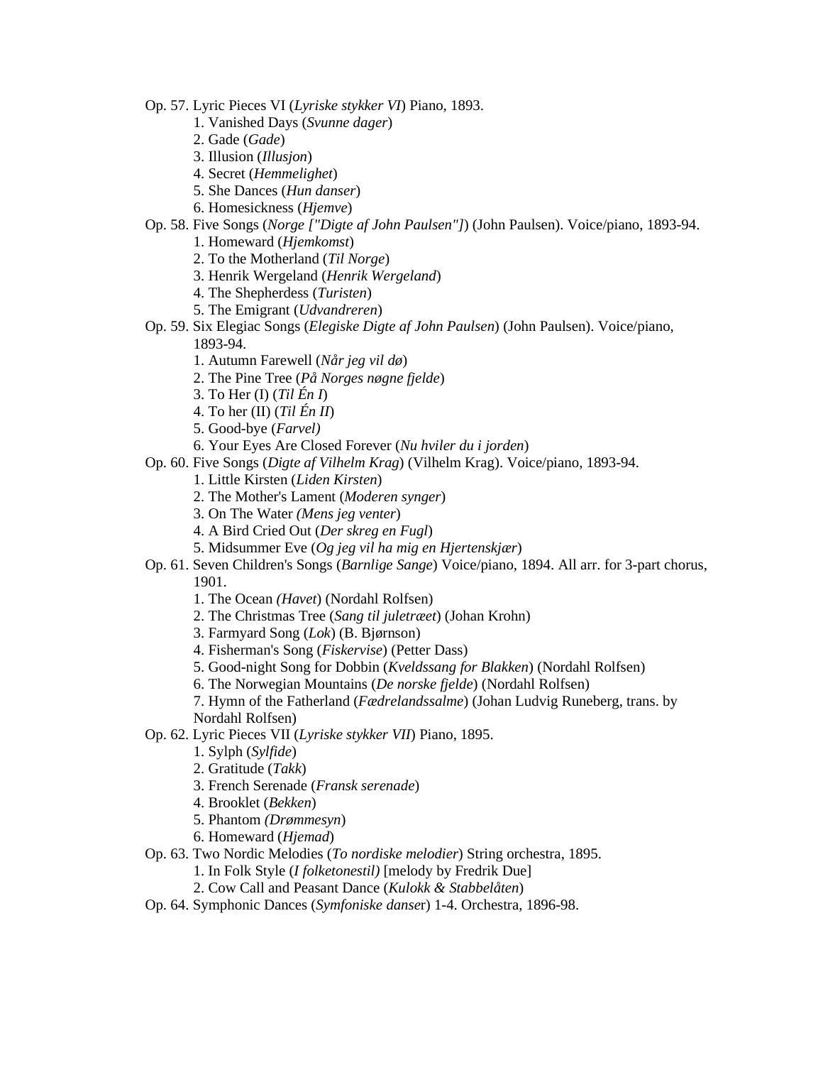Op. 57. Lyric Pieces VI (*Lyriske stykker VI*) Piano, 1893.

1. Vanished Days (*Svunne dager*)
2. Gade (*Gade*)
3. Illusion (*Illusjon*)
4. Secret (*Hemmelighet*)
5. She Dances (*Hun danser*)
6. Homesickness (*Hjemve*)

Op. 58. Five Songs (*Norge ["Digte af John Paulsen"]*) (John Paulsen). Voice/piano, 1893-94.

1. Homeward (*Hjemkomst*)
2. To the Motherland (*Til Norge*)
3. Henrik Wergeland (*Henrik Wergeland*)
4. The Shepherdess (*Turisten*)
5. The Emigrant (*Udvandreren*)

Op. 59. Six Elegiac Songs (*Elegiske Digte af John Paulsen*) (John Paulsen). Voice/piano, 1893-94.

1. Autumn Farewell (*Når jeg vil dø*)
2. The Pine Tree (*På Norges nøgne fjelde*)
3. To Her (I) (*Til Én I*)
4. To her (II) (*Til Én II*)
5. Good-bye (*Farvel)*
6. Your Eyes Are Closed Forever (*Nu hviler du i jorden*)

Op. 60. Five Songs (*Digte af Vilhelm Krag*) (Vilhelm Krag). Voice/piano, 1893-94.

1. Little Kirsten (*Liden Kirsten*)
2. The Mother's Lament (*Moderen synger*)
3. On The Water *(Mens jeg venter*)
4. A Bird Cried Out (*Der skreg en Fugl*)
5. Midsummer Eve (*Og jeg vil ha mig en Hjertenskjær*)

Op. 61. Seven Children's Songs (*Barnlige Sange*) Voice/piano, 1894. All arr. for 3-part chorus, 1901.

1. The Ocean *(Havet*) (Nordahl Rolfsen)
2. The Christmas Tree (*Sang til juletræet*) (Johan Krohn)
3. Farmyard Song (*Lok*) (B. Bjørnson)
4. Fisherman's Song (*Fiskervise*) (Petter Dass)
5. Good-night Song for Dobbin (*Kveldssang for Blakken*) (Nordahl Rolfsen)
6. The Norwegian Mountains (*De norske fjelde*) (Nordahl Rolfsen)
7. Hymn of the Fatherland (*Fædrelandssalme*) (Johan Ludvig Runeberg, trans. by Nordahl Rolfsen)

Op. 62. Lyric Pieces VII (*Lyriske stykker VII*) Piano, 1895.

1. Sylph (*Sylfide*)
2. Gratitude (*Takk*)
3. French Serenade (*Fransk serenade*)
4. Brooklet (*Bekken*)
5. Phantom *(Drømmesyn*)
6. Homeward (*Hjemad*)

Op. 63. Two Nordic Melodies (*To nordiske melodier*) String orchestra, 1895.

1. In Folk Style (*I folketonestil)* [melody by Fredrik Due]
2. Cow Call and Peasant Dance (*Kulokk & Stabbelåten*)

Op. 64. Symphonic Dances (*Symfoniske danser*) 1-4. Orchestra, 1896-98.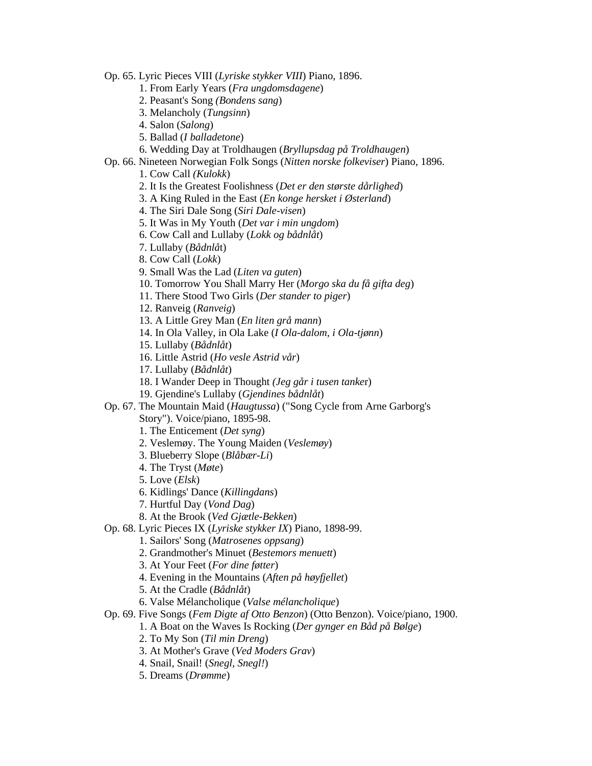Op. 65. Lyric Pieces VIII (*Lyriske stykker VIII*) Piano, 1896.
    1. From Early Years (*Fra ungdomsdagene*)
    2. Peasant's Song *(Bondens sang*)
    3. Melancholy (*Tungsinn*)
    4. Salon (*Salong*)
    5. Ballad (*I balladetone*)
    6. Wedding Day at Troldhaugen (*Bryllupsdag på Troldhaugen*)

Op. 66. Nineteen Norwegian Folk Songs (*Nitten norske folkeviser*) Piano, 1896.
    1. Cow Call *(Kulokk*)
    2. It Is the Greatest Foolishness (*Det er den største dårlighed*)
    3. A King Ruled in the East (*En konge hersket i Østerland*)
    4. The Siri Dale Song (*Siri Dale-visen*)
    5. It Was in My Youth (*Det var i min ungdom*)
    6. Cow Call and Lullaby (*Lokk og bådnlåt*)
    7. Lullaby (*Bådnlå*t)
    8. Cow Call (*Lokk*)
    9. Small Was the Lad (*Liten va guten*)
    10. Tomorrow You Shall Marry Her (*Morgo ska du få gifta deg*)
    11. There Stood Two Girls (*Der stander to piger*)
    12. Ranveig (*Ranveig*)
    13. A Little Grey Man (*En liten grå mann*)
    14. In Ola Valley, in Ola Lake (*I Ola-dalom, i Ola-tjønn*)
    15. Lullaby (*Bådnlåt*)
    16. Little Astrid (*Ho vesle Astrid vår*)
    17. Lullaby (*Bådnlåt*)
    18. I Wander Deep in Thought *(Jeg går i tusen tanke*r)
    19. Gjendine's Lullaby (*Gjendines bådnlåt*)

Op. 67. The Mountain Maid (*Haugtussa*) ("Song Cycle from Arne Garborg's Story"). Voice/piano, 1895-98.
    1. The Enticement (*Det syng*)
    2. Veslemøy. The Young Maiden (*Veslemøy*)
    3. Blueberry Slope (*Blåbær-Li*)
    4. The Tryst (*Møte*)
    5. Love (*Elsk*)
    6. Kidlings' Dance (*Killingdans*)
    7. Hurtful Day (*Vond Dag*)
    8. At the Brook (*Ved Gjætle-Bekken*)

Op. 68. Lyric Pieces IX (*Lyriske stykker IX*) Piano, 1898-99.
    1. Sailors' Song (*Matrosenes oppsang*)
    2. Grandmother's Minuet (*Bestemors menuett*)
    3. At Your Feet (*For dine føtter*)
    4. Evening in the Mountains (*Aften på høyfjellet*)
    5. At the Cradle (*Bådnlåt*)
    6. Valse Mélancholique (*Valse mélancholique*)

Op. 69. Five Songs (*Fem Digte af Otto Benzon*) (Otto Benzon). Voice/piano, 1900.
    1. A Boat on the Waves Is Rocking (*Der gynger en Båd på Bølge*)
    2. To My Son (*Til min Dreng*)
    3. At Mother's Grave (*Ved Moders Grav*)
    4. Snail, Snail! (*Snegl, Snegl!*)
    5. Dreams (*Drømme*)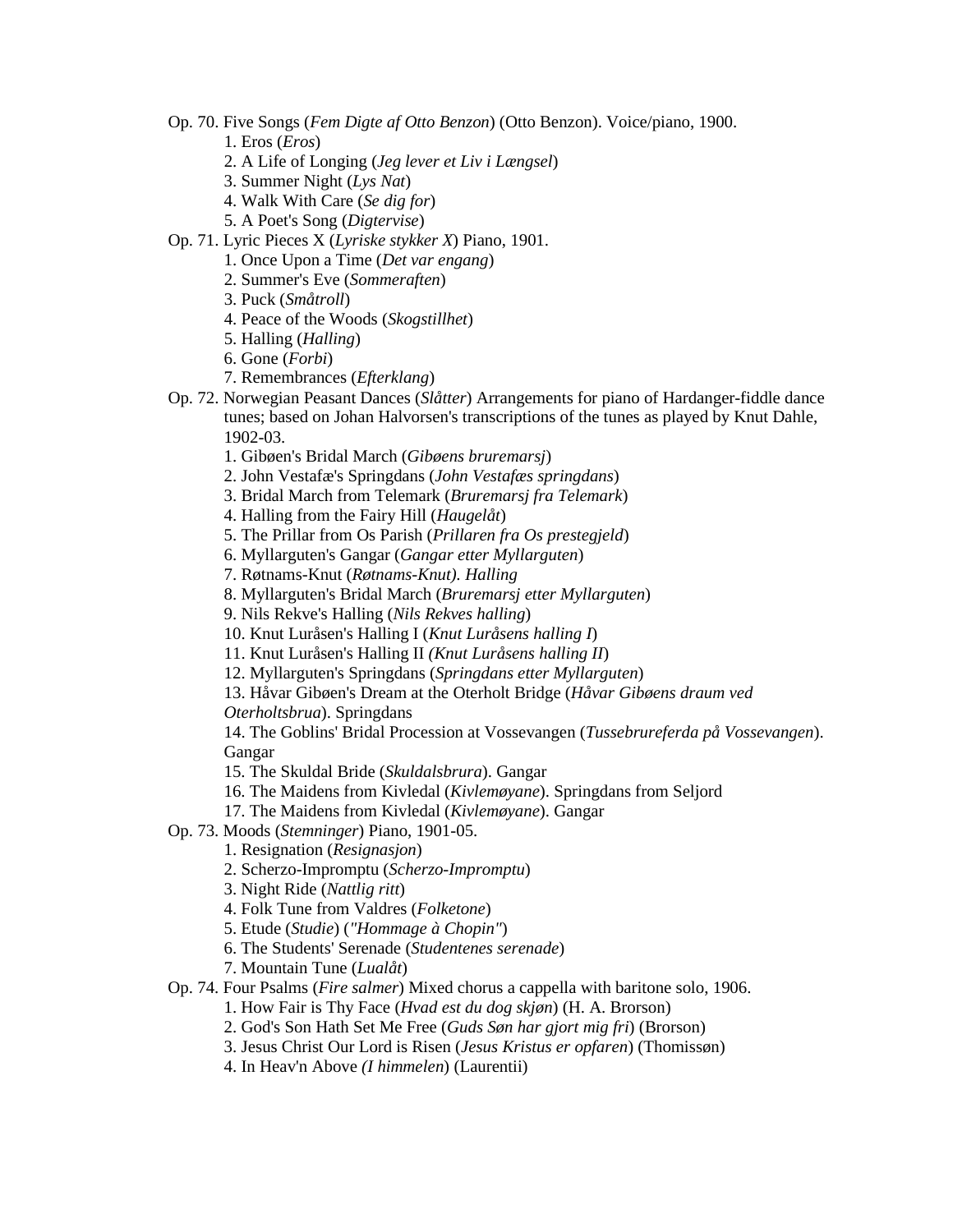Op. 70. Five Songs (*Fem Digte af Otto Benzon*) (Otto Benzon). Voice/piano, 1900.
  1. Eros (*Eros*)
  2. A Life of Longing (*Jeg lever et Liv i Længsel*)
  3. Summer Night (*Lys Nat*)
  4. Walk With Care (*Se dig for*)
  5. A Poet's Song (*Digtervise*)

Op. 71. Lyric Pieces X (*Lyriske stykker X*) Piano, 1901.
  1. Once Upon a Time (*Det var engang*)
  2. Summer's Eve (*Sommeraften*)
  3. Puck (*Småtroll*)
  4. Peace of the Woods (*Skogstillhet*)
  5. Halling (*Halling*)
  6. Gone (*Forbi*)
  7. Remembrances (*Efterklang*)

Op. 72. Norwegian Peasant Dances (*Slåtter*) Arrangements for piano of Hardanger-fiddle dance tunes; based on Johan Halvorsen's transcriptions of the tunes as played by Knut Dahle, 1902-03.
  1. Gibøen's Bridal March (*Gibøens bruremarsj*)
  2. John Vestafæ's Springdans (*John Vestafæs springdans*)
  3. Bridal March from Telemark (*Bruremarsj fra Telemark*)
  4. Halling from the Fairy Hill (*Haugelåt*)
  5. The Prillar from Os Parish (*Prillaren fra Os prestegjeld*)
  6. Myllarguten's Gangar (*Gangar etter Myllarguten*)
  7. Røtnams-Knut (*Røtnams-Knut). Halling*
  8. Myllarguten's Bridal March (*Bruremarsj etter Myllarguten*)
  9. Nils Rekve's Halling (*Nils Rekves halling*)
  10. Knut Luråsen's Halling I (*Knut Luråsens halling I*)
  11. Knut Luråsen's Halling II *(Knut Luråsens halling II*)
  12. Myllarguten's Springdans (*Springdans etter Myllarguten*)
  13. Håvar Gibøen's Dream at the Oterholt Bridge (*Håvar Gibøens draum ved Oterholtsbrua*). Springdans
  14. The Goblins' Bridal Procession at Vossevangen (*Tussebrureferda på Vossevangen*). Gangar
  15. The Skuldal Bride (*Skuldalsbrura*). Gangar
  16. The Maidens from Kivledal (*Kivlemøyane*). Springdans from Seljord
  17. The Maidens from Kivledal (*Kivlemøyane*). Gangar

Op. 73. Moods (*Stemninger*) Piano, 1901-05.
  1. Resignation (*Resignasjon*)
  2. Scherzo-Impromptu (*Scherzo-Impromptu*)
  3. Night Ride (*Nattlig ritt*)
  4. Folk Tune from Valdres (*Folketone*)
  5. Etude (*Studie*) (*"Hommage à Chopin"*)
  6. The Students' Serenade (*Studentenes serenade*)
  7. Mountain Tune (*Lualåt*)

Op. 74. Four Psalms (*Fire salmer*) Mixed chorus a cappella with baritone solo, 1906.
  1. How Fair is Thy Face (*Hvad est du dog skjøn*) (H. A. Brorson)
  2. God's Son Hath Set Me Free (*Guds Søn har gjort mig fri*) (Brorson)
  3. Jesus Christ Our Lord is Risen (*Jesus Kristus er opfaren*) (Thomissøn)
  4. In Heav'n Above *(I himmelen*) (Laurentii)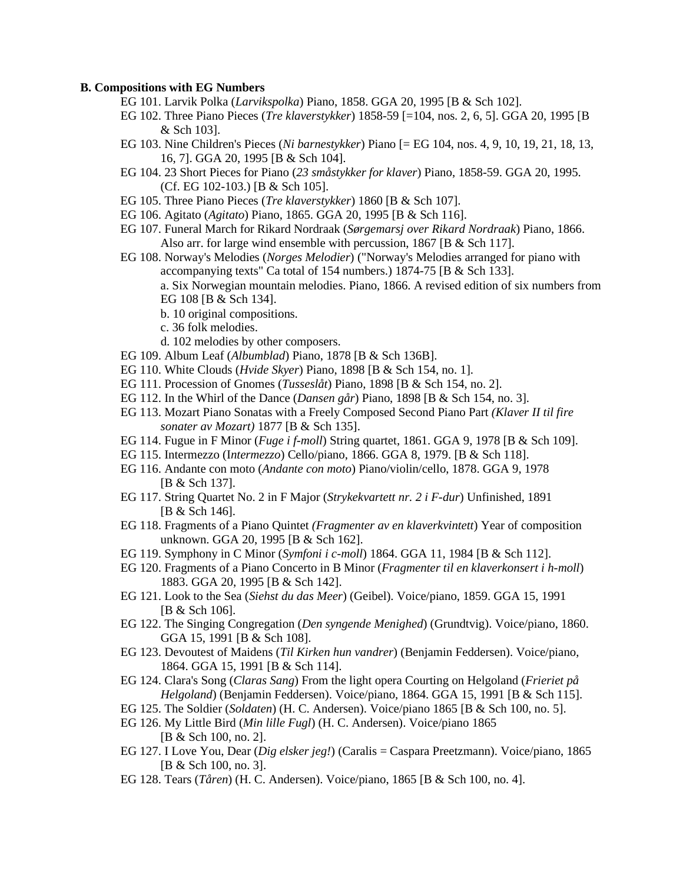**B. Compositions with EG Numbers**

- EG 101. Larvik Polka (*Larvikspolka*) Piano, 1858. GGA 20, 1995 [B & Sch 102].
- EG 102. Three Piano Pieces (*Tre klaverstykker*) 1858-59 [=104, nos. 2, 6, 5]. GGA 20, 1995 [B & Sch 103].
- EG 103. Nine Children's Pieces (*Ni barnestykker*) Piano [= EG 104, nos. 4, 9, 10, 19, 21, 18, 13, 16, 7]. GGA 20, 1995 [B & Sch 104].
- EG 104. 23 Short Pieces for Piano (*23 småstykker for klaver*) Piano, 1858-59. GGA 20, 1995. (Cf. EG 102-103.) [B & Sch 105].
- EG 105. Three Piano Pieces (*Tre klaverstykker*) 1860 [B & Sch 107].
- EG 106. Agitato (*Agitato*) Piano, 1865. GGA 20, 1995 [B & Sch 116].
- EG 107. Funeral March for Rikard Nordraak (*Sørgemarsj over Rikard Nordraak*) Piano, 1866. Also arr. for large wind ensemble with percussion, 1867 [B & Sch 117].
- EG 108. Norway's Melodies (*Norges Melodier*) ("Norway's Melodies arranged for piano with accompanying texts" Ca total of 154 numbers.) 1874-75 [B & Sch 133].
  - a. Six Norwegian mountain melodies. Piano, 1866. A revised edition of six numbers from EG 108 [B & Sch 134].
  - b. 10 original compositions.
  - c. 36 folk melodies.
  - d. 102 melodies by other composers.
- EG 109. Album Leaf (*Albumblad*) Piano, 1878 [B & Sch 136B].
- EG 110. White Clouds (*Hvide Skyer*) Piano, 1898 [B & Sch 154, no. 1].
- EG 111. Procession of Gnomes (*Tusseslåt*) Piano, 1898 [B & Sch 154, no. 2].
- EG 112. In the Whirl of the Dance (*Dansen går*) Piano, 1898 [B & Sch 154, no. 3].
- EG 113. Mozart Piano Sonatas with a Freely Composed Second Piano Part *(Klaver II til fire sonater av Mozart)* 1877 [B & Sch 135].
- EG 114. Fugue in F Minor (*Fuge i f-moll*) String quartet, 1861. GGA 9, 1978 [B & Sch 109].
- EG 115. Intermezzo (I*ntermezzo*) Cello/piano, 1866. GGA 8, 1979. [B & Sch 118].
- EG 116. Andante con moto (*Andante con moto*) Piano/violin/cello, 1878. GGA 9, 1978 [B & Sch 137].
- EG 117. String Quartet No. 2 in F Major (*Strykekvartett nr. 2 i F-dur*) Unfinished, 1891 [B & Sch 146].
- EG 118. Fragments of a Piano Quintet *(Fragmenter av en klaverkvintett*) Year of composition unknown. GGA 20, 1995 [B & Sch 162].
- EG 119. Symphony in C Minor (*Symfoni i c-moll*) 1864. GGA 11, 1984 [B & Sch 112].
- EG 120. Fragments of a Piano Concerto in B Minor (*Fragmenter til en klaverkonsert i h-moll*) 1883. GGA 20, 1995 [B & Sch 142].
- EG 121. Look to the Sea (*Siehst du das Meer*) (Geibel). Voice/piano, 1859. GGA 15, 1991 [B & Sch 106].
- EG 122. The Singing Congregation (*Den syngende Menighed*) (Grundtvig). Voice/piano, 1860. GGA 15, 1991 [B & Sch 108].
- EG 123. Devoutest of Maidens (*Til Kirken hun vandrer*) (Benjamin Feddersen). Voice/piano, 1864. GGA 15, 1991 [B & Sch 114].
- EG 124. Clara's Song (*Claras Sang*) From the light opera Courting on Helgoland (*Frieriet på Helgoland*) (Benjamin Feddersen). Voice/piano, 1864. GGA 15, 1991 [B & Sch 115].
- EG 125. The Soldier (*Soldaten*) (H. C. Andersen). Voice/piano 1865 [B & Sch 100, no. 5].
- EG 126. My Little Bird (*Min lille Fugl*) (H. C. Andersen). Voice/piano 1865 [B & Sch 100, no. 2].
- EG 127. I Love You, Dear (*Dig elsker jeg!*) (Caralis = Caspara Preetzmann). Voice/piano, 1865 [B & Sch 100, no. 3].
- EG 128. Tears (*Tåren*) (H. C. Andersen). Voice/piano, 1865 [B & Sch 100, no. 4].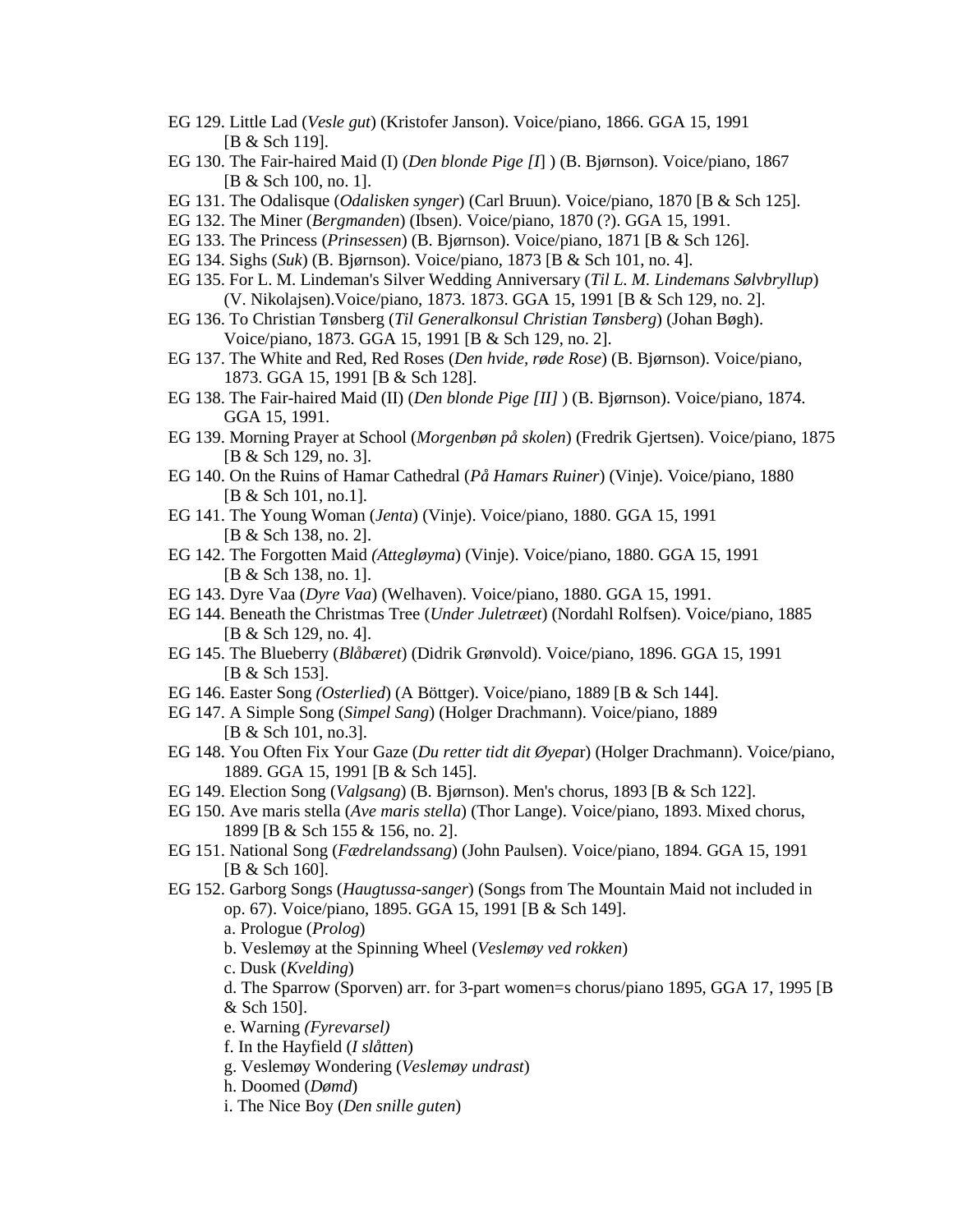EG 129. Little Lad (*Vesle gut*) (Kristofer Janson). Voice/piano, 1866. GGA 15, 1991 [B & Sch 119].

EG 130. The Fair-haired Maid (I) (*Den blonde Pige [I]* ) (B. Bjørnson). Voice/piano, 1867 [B & Sch 100, no. 1].

EG 131. The Odalisque (*Odalisken synger*) (Carl Bruun). Voice/piano, 1870 [B & Sch 125].

EG 132. The Miner (*Bergmanden*) (Ibsen). Voice/piano, 1870 (?). GGA 15, 1991.

EG 133. The Princess (*Prinsessen*) (B. Bjørnson). Voice/piano, 1871 [B & Sch 126].

EG 134. Sighs (*Suk*) (B. Bjørnson). Voice/piano, 1873 [B & Sch 101, no. 4].

EG 135. For L. M. Lindeman's Silver Wedding Anniversary (*Til L. M. Lindemans Sølvbryllup*) (V. Nikolajsen).Voice/piano, 1873. 1873. GGA 15, 1991 [B & Sch 129, no. 2].

EG 136. To Christian Tønsberg (*Til Generalkonsul Christian Tønsberg*) (Johan Bøgh). Voice/piano, 1873. GGA 15, 1991 [B & Sch 129, no. 2].

EG 137. The White and Red, Red Roses (*Den hvide, røde Rose*) (B. Bjørnson). Voice/piano, 1873. GGA 15, 1991 [B & Sch 128].

EG 138. The Fair-haired Maid (II) (*Den blonde Pige [II]* ) (B. Bjørnson). Voice/piano, 1874. GGA 15, 1991.

EG 139. Morning Prayer at School (*Morgenbøn på skolen*) (Fredrik Gjertsen). Voice/piano, 1875 [B & Sch 129, no. 3].

EG 140. On the Ruins of Hamar Cathedral (*På Hamars Ruiner*) (Vinje). Voice/piano, 1880 [B & Sch 101, no.1].

EG 141. The Young Woman (*Jenta*) (Vinje). Voice/piano, 1880. GGA 15, 1991 [B & Sch 138, no. 2].

EG 142. The Forgotten Maid *(Attegløyma*) (Vinje). Voice/piano, 1880. GGA 15, 1991 [B & Sch 138, no. 1].

EG 143. Dyre Vaa (*Dyre Vaa*) (Welhaven). Voice/piano, 1880. GGA 15, 1991.

EG 144. Beneath the Christmas Tree (*Under Juletræet*) (Nordahl Rolfsen). Voice/piano, 1885 [B & Sch 129, no. 4].

EG 145. The Blueberry (*Blåbæret*) (Didrik Grønvold). Voice/piano, 1896. GGA 15, 1991 [B & Sch 153].

EG 146. Easter Song *(Osterlied*) (A Böttger). Voice/piano, 1889 [B & Sch 144].

EG 147. A Simple Song (*Simpel Sang*) (Holger Drachmann). Voice/piano, 1889 [B & Sch 101, no.3].

EG 148. You Often Fix Your Gaze (*Du retter tidt dit Øyepa*r) (Holger Drachmann). Voice/piano, 1889. GGA 15, 1991 [B & Sch 145].

EG 149. Election Song (*Valgsang*) (B. Bjørnson). Men's chorus, 1893 [B & Sch 122].

EG 150. Ave maris stella (*Ave maris stella*) (Thor Lange). Voice/piano, 1893. Mixed chorus, 1899 [B & Sch 155 & 156, no. 2].

EG 151. National Song (*Fædrelandssang*) (John Paulsen). Voice/piano, 1894. GGA 15, 1991 [B & Sch 160].

EG 152. Garborg Songs (*Haugtussa-sanger*) (Songs from The Mountain Maid not included in op. 67). Voice/piano, 1895. GGA 15, 1991 [B & Sch 149].

a. Prologue (*Prolog*)

b. Veslemøy at the Spinning Wheel (*Veslemøy ved rokken*)

c. Dusk (*Kvelding*)

d. The Sparrow (Sporven) arr. for 3-part women=s chorus/piano 1895, GGA 17, 1995 [B & Sch 150].

e. Warning *(Fyrevarsel)*

f. In the Hayfield (*I slåtten*)

g. Veslemøy Wondering (*Veslemøy undrast*)

h. Doomed (*Dømd*)

i. The Nice Boy (*Den snille guten*)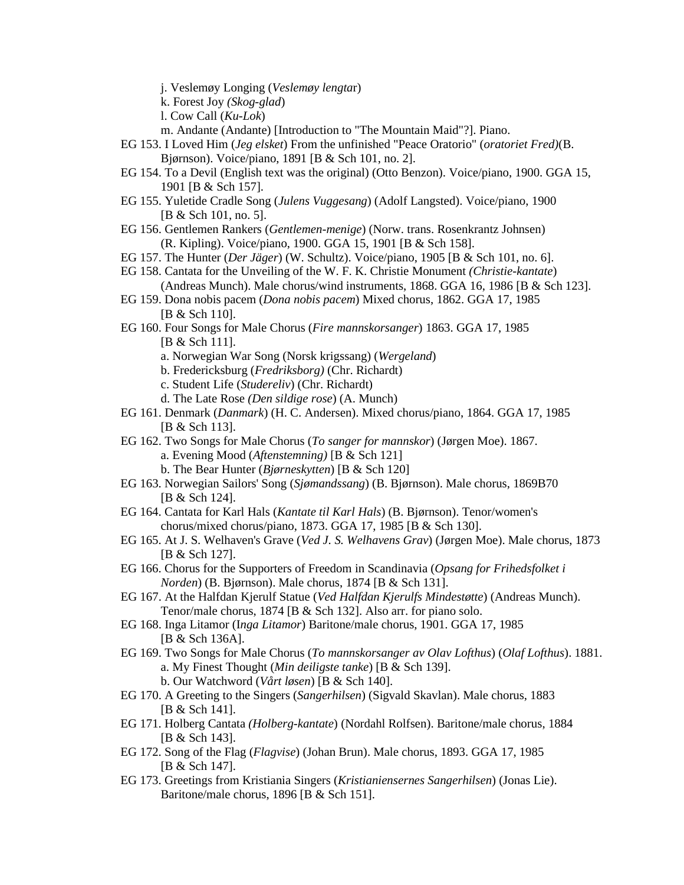j. Veslemøy Longing (*Veslemøy lengtar*)

k. Forest Joy *(Skog-glad*)

l. Cow Call (*Ku-Lok*)

m. Andante (Andante) [Introduction to "The Mountain Maid"?]. Piano.

EG 153. I Loved Him (*Jeg elsket*) From the unfinished "Peace Oratorio" (*oratoriet Fred)*(B. Bjørnson). Voice/piano, 1891 [B & Sch 101, no. 2].

EG 154. To a Devil (English text was the original) (Otto Benzon). Voice/piano, 1900. GGA 15, 1901 [B & Sch 157].

EG 155. Yuletide Cradle Song (*Julens Vuggesang*) (Adolf Langsted). Voice/piano, 1900 [B & Sch 101, no. 5].

EG 156. Gentlemen Rankers (*Gentlemen-menige*) (Norw. trans. Rosenkrantz Johnsen) (R. Kipling). Voice/piano, 1900. GGA 15, 1901 [B & Sch 158].

EG 157. The Hunter (*Der Jäger*) (W. Schultz). Voice/piano, 1905 [B & Sch 101, no. 6].

EG 158. Cantata for the Unveiling of the W. F. K. Christie Monument *(Christie-kantate*) (Andreas Munch). Male chorus/wind instruments, 1868. GGA 16, 1986 [B & Sch 123].

EG 159. Dona nobis pacem (*Dona nobis pacem*) Mixed chorus, 1862. GGA 17, 1985 [B & Sch 110].

EG 160. Four Songs for Male Chorus (*Fire mannskorsanger*) 1863. GGA 17, 1985 [B & Sch 111].

a. Norwegian War Song (Norsk krigssang) (*Wergeland*)

b. Fredericksburg (*Fredriksborg)* (Chr. Richardt)

c. Student Life (*Studereliv*) (Chr. Richardt)

d. The Late Rose *(Den sildige rose*) (A. Munch)

EG 161. Denmark (*Danmark*) (H. C. Andersen). Mixed chorus/piano, 1864. GGA 17, 1985 [B & Sch 113].

EG 162. Two Songs for Male Chorus (*To sanger for mannskor*) (Jørgen Moe). 1867.

a. Evening Mood (*Aftenstemning)* [B & Sch 121]

b. The Bear Hunter (*Bjørneskytten*) [B & Sch 120]

EG 163. Norwegian Sailors' Song (*Sjømandssang*) (B. Bjørnson). Male chorus, 1869B70 [B & Sch 124].

EG 164. Cantata for Karl Hals (*Kantate til Karl Hals*) (B. Bjørnson). Tenor/women's chorus/mixed chorus/piano, 1873. GGA 17, 1985 [B & Sch 130].

EG 165. At J. S. Welhaven's Grave (*Ved J. S. Welhavens Grav*) (Jørgen Moe). Male chorus, 1873 [B & Sch 127].

EG 166. Chorus for the Supporters of Freedom in Scandinavia (*Opsang for Frihedsfolket i Norden*) (B. Bjørnson). Male chorus, 1874 [B & Sch 131].

EG 167. At the Halfdan Kjerulf Statue (*Ved Halfdan Kjerulfs Mindestøtte*) (Andreas Munch). Tenor/male chorus, 1874 [B & Sch 132]. Also arr. for piano solo.

EG 168. Inga Litamor (I*nga Litamor*) Baritone/male chorus, 1901. GGA 17, 1985 [B & Sch 136A].

EG 169. Two Songs for Male Chorus (*To mannskorsanger av Olav Lofthus*) (*Olaf Lofthus*). 1881.

a. My Finest Thought (*Min deiligste tanke*) [B & Sch 139].

b. Our Watchword (*Vårt løsen*) [B & Sch 140].

EG 170. A Greeting to the Singers (*Sangerhilsen*) (Sigvald Skavlan). Male chorus, 1883 [B & Sch 141].

EG 171. Holberg Cantata *(Holberg-kantate*) (Nordahl Rolfsen). Baritone/male chorus, 1884 [B & Sch 143].

EG 172. Song of the Flag (*Flagvise*) (Johan Brun). Male chorus, 1893. GGA 17, 1985 [B & Sch 147].

EG 173. Greetings from Kristiania Singers (*Kristianiensernes Sangerhilsen*) (Jonas Lie). Baritone/male chorus, 1896 [B & Sch 151].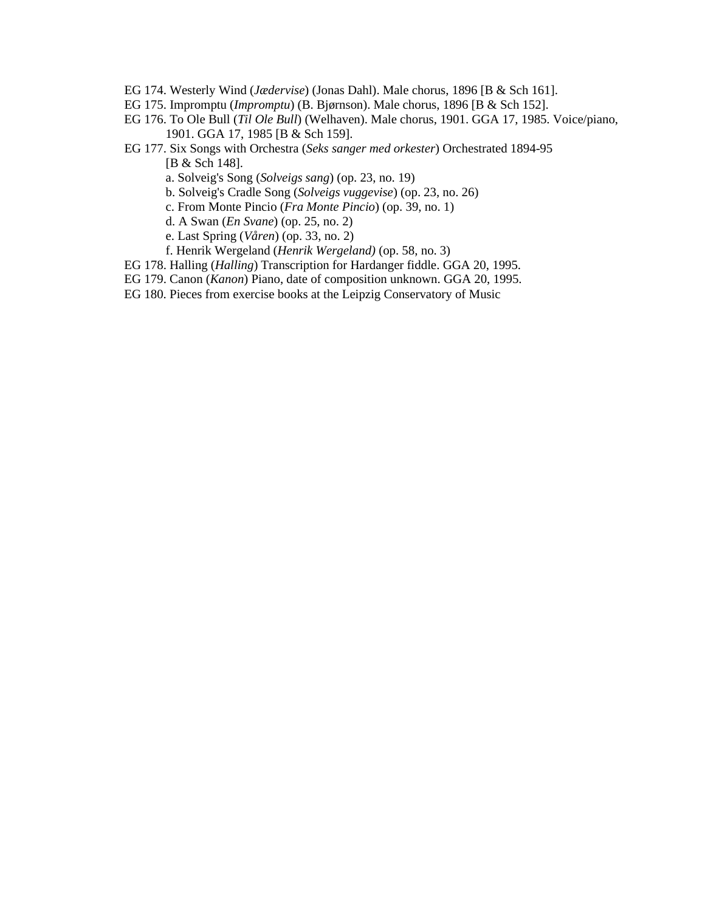EG 174. Westerly Wind (*Jædervise*) (Jonas Dahl). Male chorus, 1896 [B & Sch 161].
EG 175. Impromptu (*Impromptu*) (B. Bjørnson). Male chorus, 1896 [B & Sch 152].
EG 176. To Ole Bull (*Til Ole Bull*) (Welhaven). Male chorus, 1901. GGA 17, 1985. Voice/piano, 1901. GGA 17, 1985 [B & Sch 159].
EG 177. Six Songs with Orchestra (*Seks sanger med orkester*) Orchestrated 1894-95 [B & Sch 148].

- a. Solveig's Song (*Solveigs sang*) (op. 23, no. 19)
- b. Solveig's Cradle Song (*Solveigs vuggevise*) (op. 23, no. 26)
- c. From Monte Pincio (*Fra Monte Pincio*) (op. 39, no. 1)
- d. A Swan (*En Svane*) (op. 25, no. 2)
- e. Last Spring (*Våren*) (op. 33, no. 2)
- f. Henrik Wergeland (*Henrik Wergeland)* (op. 58, no. 3)

EG 178. Halling (*Halling*) Transcription for Hardanger fiddle. GGA 20, 1995.
EG 179. Canon (*Kanon*) Piano, date of composition unknown. GGA 20, 1995.
EG 180. Pieces from exercise books at the Leipzig Conservatory of Music